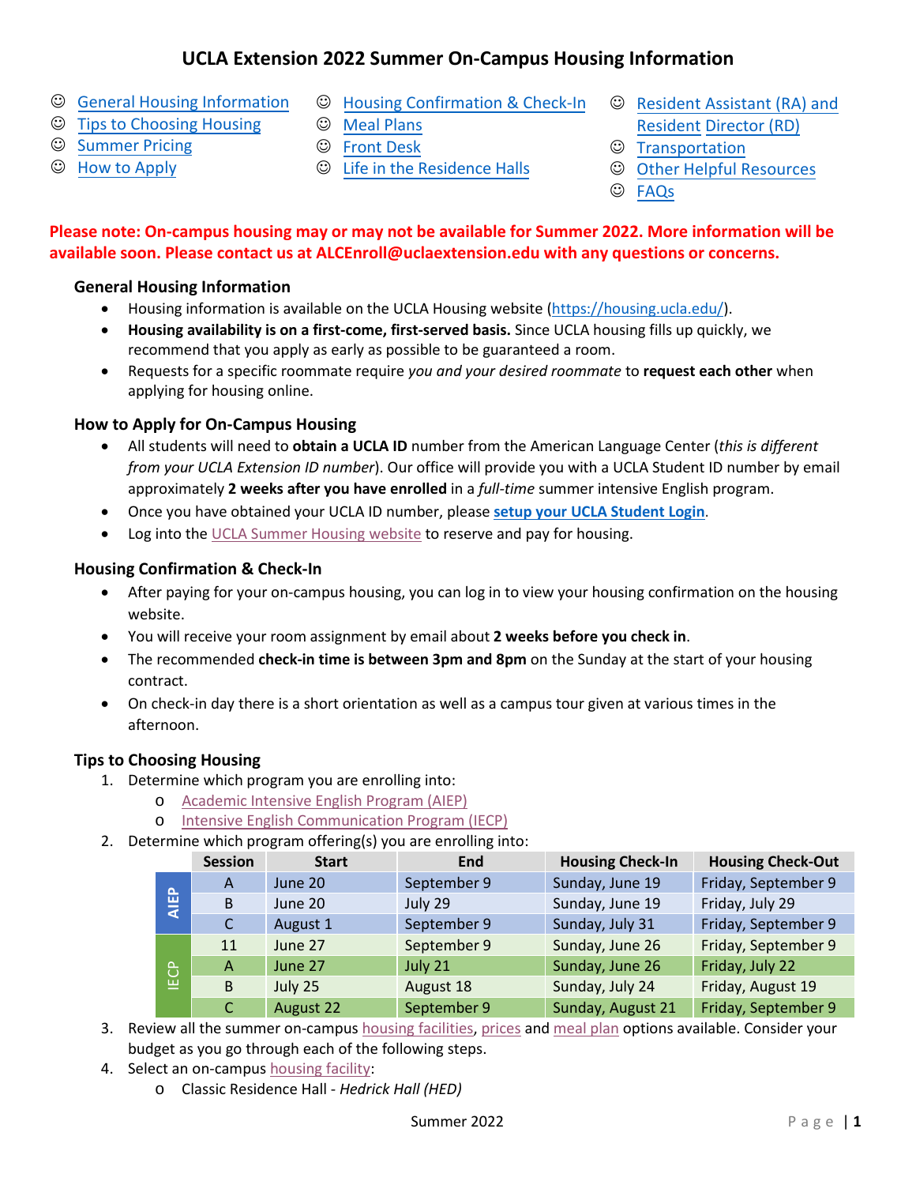# UCLA Extension 2022 Summer On-Campus Housing Information

- ☺ General Housing Information
- ☺ Tips to Choosing Housing
- ☺ Summer Pricing
- ☺ How to Apply
- ☺ Housing Confirmation & Check-In
- ☺ Meal Plans
- ☺ Front Desk
- ☺ Life in the Residence Halls
- ☺ Resident Assistant (RA) and Resident Director (RD)
- ☺ Transportation
- ☺ Other Helpful Resources
- ☺ FAQs

**Please note: On-campus housing may or may not be available for Summer 2022. More information will be available soon. Please contact us at ALCEnroll@uclaextension.edu with any questions or concerns.**

## General Housing Information

- Housing information is available on the UCLA Housing website (https://housing.ucla.edu/).
- **Housing availability is on a first-come, first-served basis.** Since UCLA housing fills up quickly, we recommend that you apply as early as possible to be guaranteed a room.
- Requests for a specific roommate require *you and your desired roommate* to **request each other** when applying for housing online.

## How to Apply for On-Campus Housing

- All students will need to **obtain a UCLA ID** number from the American Language Center (*this is different from your UCLA Extension ID number*). Our office will provide you with a UCLA Student ID number by email approximately **2 weeks after you have enrolled** in a *full-time* summer intensive English program.
- Once you have obtained your UCLA ID number, please **setup your UCLA Student Login**.
- Log into the UCLA Summer Housing website to reserve and pay for housing.

## Housing Confirmation & Check-In

- After paying for your on-campus housing, you can log in to view your housing confirmation on the housing website.
- You will receive your room assignment by email about **2 weeks before you check in**.
- The recommended **check-in time is between 3pm and 8pm** on the Sunday at the start of your housing contract.
- On check-in day there is a short orientation as well as a campus tour given at various times in the afternoon.

## Tips to Choosing Housing

1. Determine which program you are enrolling into:
   - Academic Intensive English Program (AIEP)
   - Intensive English Communication Program (IECP)
2. Determine which program offering(s) you are enrolling into:

| | Session | Start | End | Housing Check-In | Housing Check-Out |
|---|---|---|---|---|---|
| AIEP | A | June 20 | September 9 | Sunday, June 19 | Friday, September 9 |
| AIEP | B | June 20 | July 29 | Sunday, June 19 | Friday, July 29 |
| AIEP | C | August 1 | September 9 | Sunday, July 31 | Friday, September 9 |
| IECP | 11 | June 27 | September 9 | Sunday, June 26 | Friday, September 9 |
| IECP | A | June 27 | July 21 | Sunday, June 26 | Friday, July 22 |
| IECP | B | July 25 | August 18 | Sunday, July 24 | Friday, August 19 |
| IECP | C | August 22 | September 9 | Sunday, August 21 | Friday, September 9 |

3. Review all the summer on-campus housing facilities, prices and meal plan options available. Consider your budget as you go through each of the following steps.
4. Select an on-campus housing facility:
   - Classic Residence Hall - *Hedrick Hall (HED)*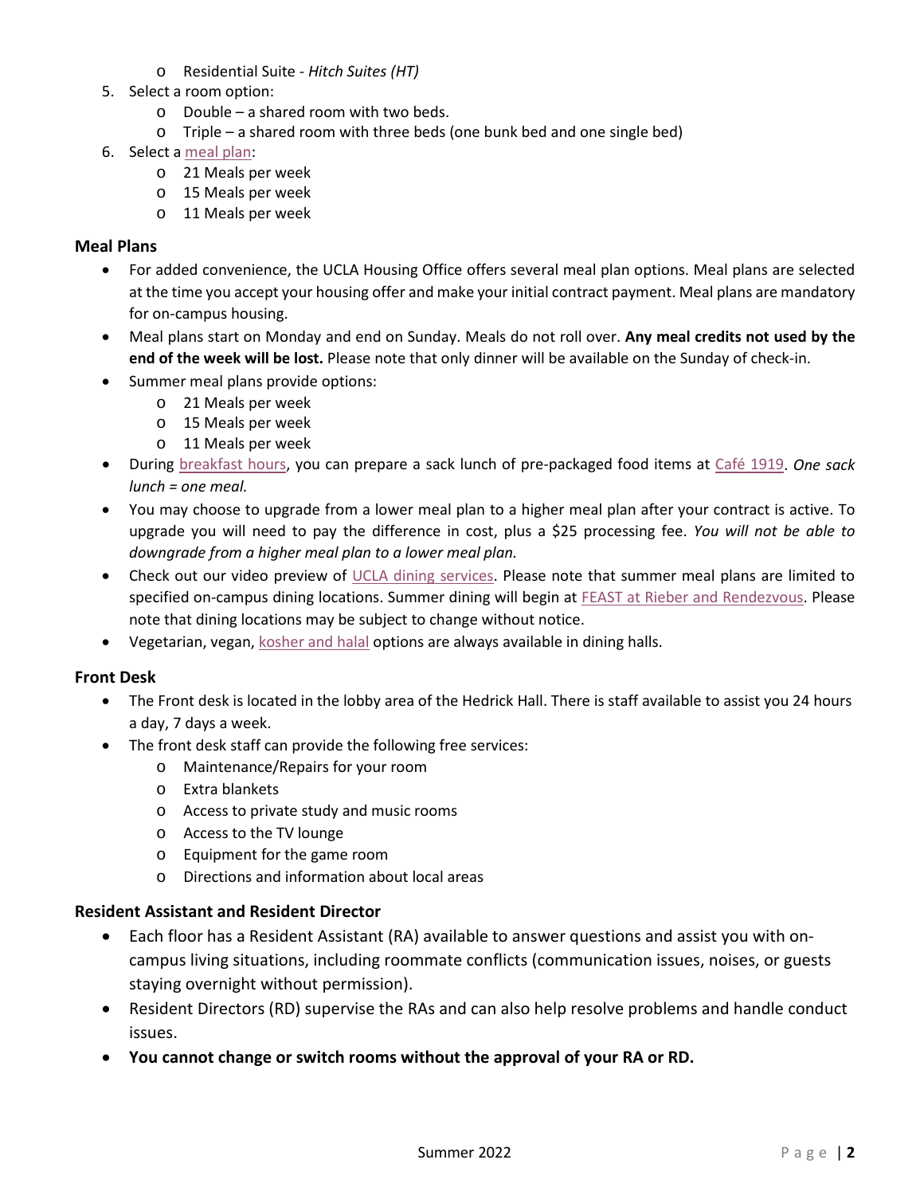- Residential Suite - *Hitch Suites (HT)*
5. Select a room option:
   - Double – a shared room with two beds.
   - Triple – a shared room with three beds (one bunk bed and one single bed)
6. Select a meal plan:
   - 21 Meals per week
   - 15 Meals per week
   - 11 Meals per week

### Meal Plans

- For added convenience, the UCLA Housing Office offers several meal plan options. Meal plans are selected at the time you accept your housing offer and make your initial contract payment. Meal plans are mandatory for on-campus housing.
- Meal plans start on Monday and end on Sunday. Meals do not roll over. **Any meal credits not used by the end of the week will be lost.** Please note that only dinner will be available on the Sunday of check-in.
- Summer meal plans provide options:
  - 21 Meals per week
  - 15 Meals per week
  - 11 Meals per week
- During breakfast hours, you can prepare a sack lunch of pre-packaged food items at Café 1919. *One sack lunch = one meal.*
- You may choose to upgrade from a lower meal plan to a higher meal plan after your contract is active. To upgrade you will need to pay the difference in cost, plus a $25 processing fee. *You will not be able to downgrade from a higher meal plan to a lower meal plan.*
- Check out our video preview of UCLA dining services. Please note that summer meal plans are limited to specified on-campus dining locations. Summer dining will begin at FEAST at Rieber and Rendezvous. Please note that dining locations may be subject to change without notice.
- Vegetarian, vegan, kosher and halal options are always available in dining halls.

### Front Desk

- The Front desk is located in the lobby area of the Hedrick Hall. There is staff available to assist you 24 hours a day, 7 days a week.
- The front desk staff can provide the following free services:
  - Maintenance/Repairs for your room
  - Extra blankets
  - Access to private study and music rooms
  - Access to the TV lounge
  - Equipment for the game room
  - Directions and information about local areas

### Resident Assistant and Resident Director

- Each floor has a Resident Assistant (RA) available to answer questions and assist you with on-campus living situations, including roommate conflicts (communication issues, noises, or guests staying overnight without permission).
- Resident Directors (RD) supervise the RAs and can also help resolve problems and handle conduct issues.
- **You cannot change or switch rooms without the approval of your RA or RD.**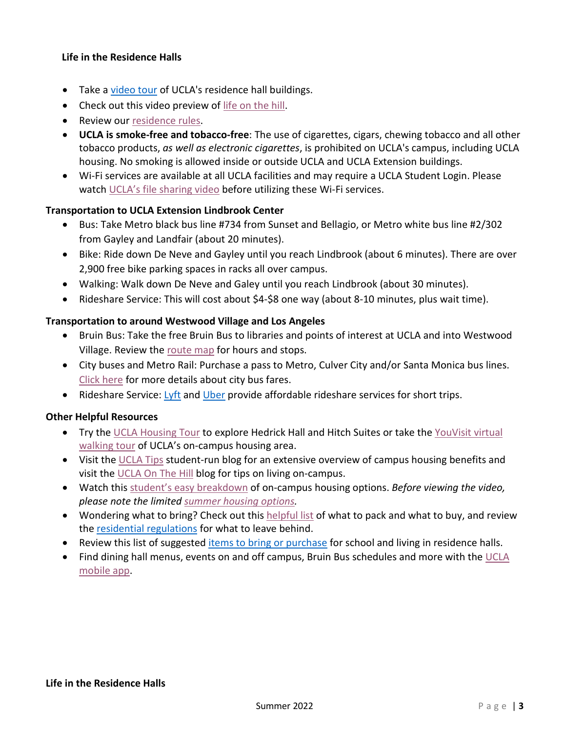**Life in the Residence Halls**

- Take a video tour of UCLA's residence hall buildings.
- Check out this video preview of life on the hill.
- Review our residence rules.
- **UCLA is smoke-free and tobacco-free**: The use of cigarettes, cigars, chewing tobacco and all other tobacco products, *as well as electronic cigarettes*, is prohibited on UCLA's campus, including UCLA housing. No smoking is allowed inside or outside UCLA and UCLA Extension buildings.
- Wi-Fi services are available at all UCLA facilities and may require a UCLA Student Login. Please watch UCLA's file sharing video before utilizing these Wi-Fi services.

**Transportation to UCLA Extension Lindbrook Center**

- Bus: Take Metro black bus line #734 from Sunset and Bellagio, or Metro white bus line #2/302 from Gayley and Landfair (about 20 minutes).
- Bike: Ride down De Neve and Gayley until you reach Lindbrook (about 6 minutes). There are over 2,900 free bike parking spaces in racks all over campus.
- Walking: Walk down De Neve and Galey until you reach Lindbrook (about 30 minutes).
- Rideshare Service: This will cost about $4-$8 one way (about 8-10 minutes, plus wait time).

**Transportation to around Westwood Village and Los Angeles**

- Bruin Bus: Take the free Bruin Bus to libraries and points of interest at UCLA and into Westwood Village. Review the route map for hours and stops.
- City buses and Metro Rail: Purchase a pass to Metro, Culver City and/or Santa Monica bus lines. Click here for more details about city bus fares.
- Rideshare Service: Lyft and Uber provide affordable rideshare services for short trips.

**Other Helpful Resources**

- Try the UCLA Housing Tour to explore Hedrick Hall and Hitch Suites or take the YouVisit virtual walking tour of UCLA's on-campus housing area.
- Visit the UCLA Tips student-run blog for an extensive overview of campus housing benefits and visit the UCLA On The Hill blog for tips on living on-campus.
- Watch this student's easy breakdown of on-campus housing options. *Before viewing the video, please note the limited summer housing options.*
- Wondering what to bring? Check out this helpful list of what to pack and what to buy, and review the residential regulations for what to leave behind.
- Review this list of suggested items to bring or purchase for school and living in residence halls.
- Find dining hall menus, events on and off campus, Bruin Bus schedules and more with the UCLA mobile app.

**Life in the Residence Halls**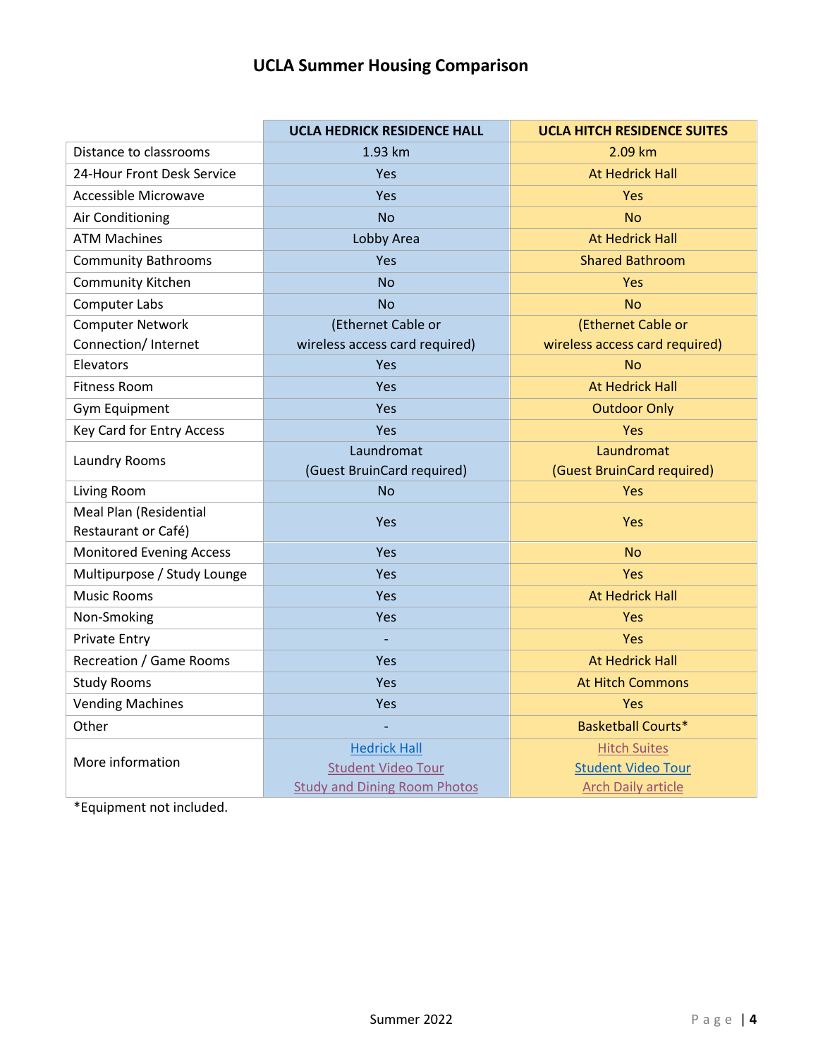# UCLA Summer Housing Comparison

| | UCLA HEDRICK RESIDENCE HALL | UCLA HITCH RESIDENCE SUITES |
|---|---|---|
| Distance to classrooms | 1.93 km | 2.09 km |
| 24-Hour Front Desk Service | Yes | At Hedrick Hall |
| Accessible Microwave | Yes | Yes |
| Air Conditioning | No | No |
| ATM Machines | Lobby Area | At Hedrick Hall |
| Community Bathrooms | Yes | Shared Bathroom |
| Community Kitchen | No | Yes |
| Computer Labs | No | No |
| Computer Network Connection/ Internet | (Ethernet Cable or wireless access card required) | (Ethernet Cable or wireless access card required) |
| Elevators | Yes | No |
| Fitness Room | Yes | At Hedrick Hall |
| Gym Equipment | Yes | Outdoor Only |
| Key Card for Entry Access | Yes | Yes |
| Laundry Rooms | Laundromat (Guest BruinCard required) | Laundromat (Guest BruinCard required) |
| Living Room | No | Yes |
| Meal Plan (Residential Restaurant or Café) | Yes | Yes |
| Monitored Evening Access | Yes | No |
| Multipurpose / Study Lounge | Yes | Yes |
| Music Rooms | Yes | At Hedrick Hall |
| Non-Smoking | Yes | Yes |
| Private Entry | - | Yes |
| Recreation / Game Rooms | Yes | At Hedrick Hall |
| Study Rooms | Yes | At Hitch Commons |
| Vending Machines | Yes | Yes |
| Other | - | Basketball Courts* |
| More information | Hedrick Hall<br>Student Video Tour<br>Study and Dining Room Photos | Hitch Suites<br>Student Video Tour<br>Arch Daily article |

*Equipment not included.

Summer 2022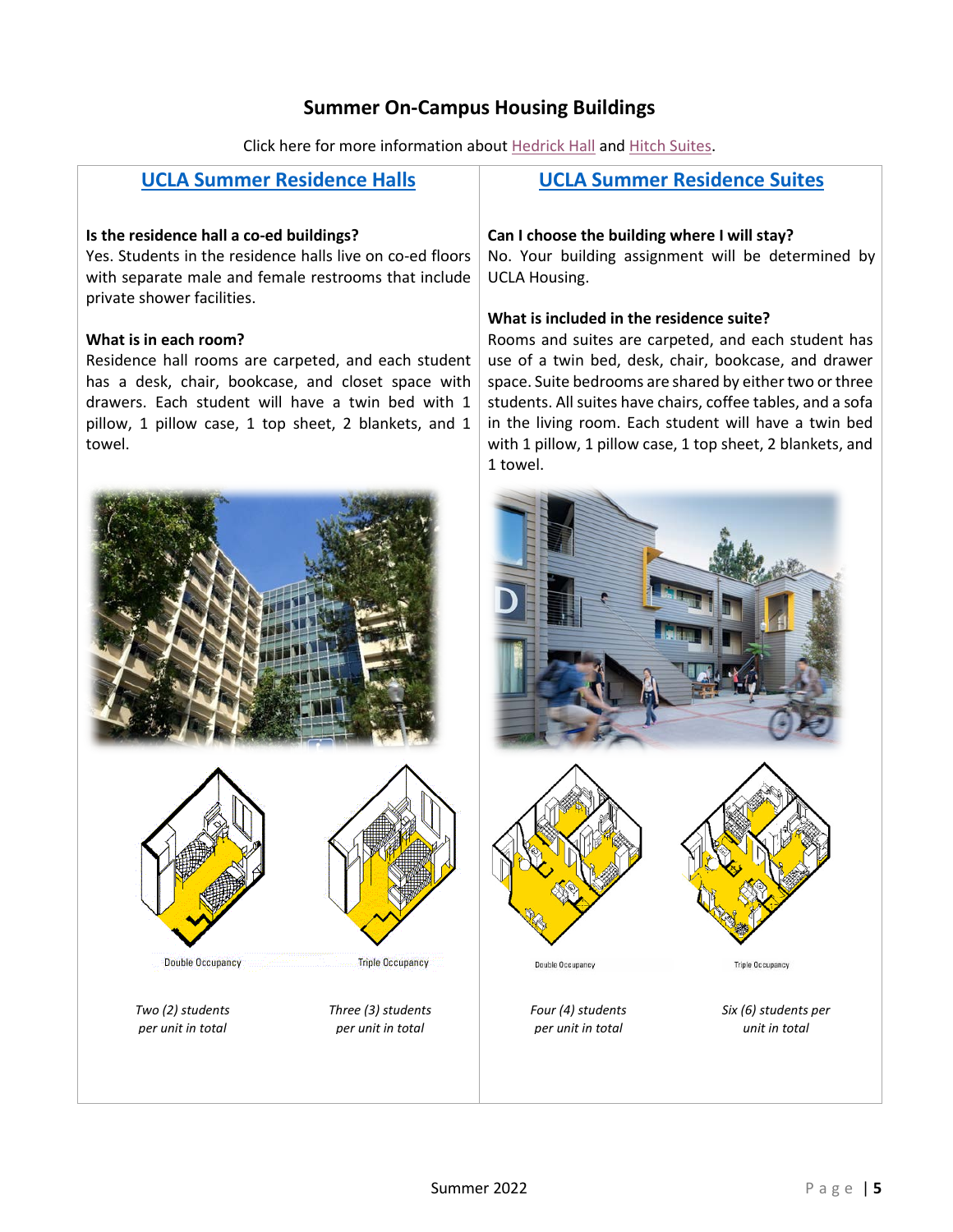# Summer On-Campus Housing Buildings

Click here for more information about Hedrick Hall and Hitch Suites.

## UCLA Summer Residence Halls

**Is the residence hall a co-ed buildings?**
Yes. Students in the residence halls live on co-ed floors with separate male and female restrooms that include private shower facilities.

**What is in each room?**
Residence hall rooms are carpeted, and each student has a desk, chair, bookcase, and closet space with drawers. Each student will have a twin bed with 1 pillow, 1 pillow case, 1 top sheet, 2 blankets, and 1 towel.

Double Occupancy

*Two (2) students per unit in total*

Triple Occupancy

*Three (3) students per unit in total*

## UCLA Summer Residence Suites

**Can I choose the building where I will stay?**
No. Your building assignment will be determined by UCLA Housing.

**What is included in the residence suite?**
Rooms and suites are carpeted, and each student has use of a twin bed, desk, chair, bookcase, and drawer space. Suite bedrooms are shared by either two or three students. All suites have chairs, coffee tables, and a sofa in the living room. Each student will have a twin bed with 1 pillow, 1 pillow case, 1 top sheet, 2 blankets, and 1 towel.

Double Occupancy

*Four (4) students per unit in total*

Triple Occupancy

*Six (6) students per unit in total*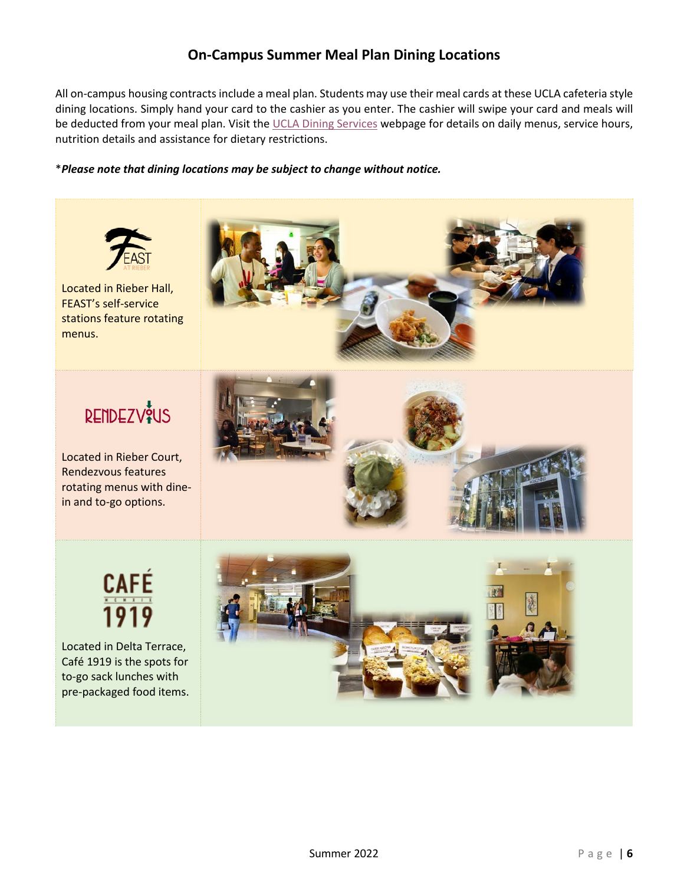## On-Campus Summer Meal Plan Dining Locations

All on-campus housing contracts include a meal plan. Students may use their meal cards at these UCLA cafeteria style dining locations. Simply hand your card to the cashier as you enter. The cashier will swipe your card and meals will be deducted from your meal plan. Visit the UCLA Dining Services webpage for details on daily menus, service hours, nutrition details and assistance for dietary restrictions.

**\****Please note that dining locations may be subject to change without notice.***

**FEAST AT RIEBER**

Located in Rieber Hall, FEAST's self-service stations feature rotating menus.

**RENDEZVOUS**

Located in Rieber Court, Rendezvous features rotating menus with dine-in and to-go options.

**CAFÉ 1919**

Located in Delta Terrace, Café 1919 is the spots for to-go sack lunches with pre-packaged food items.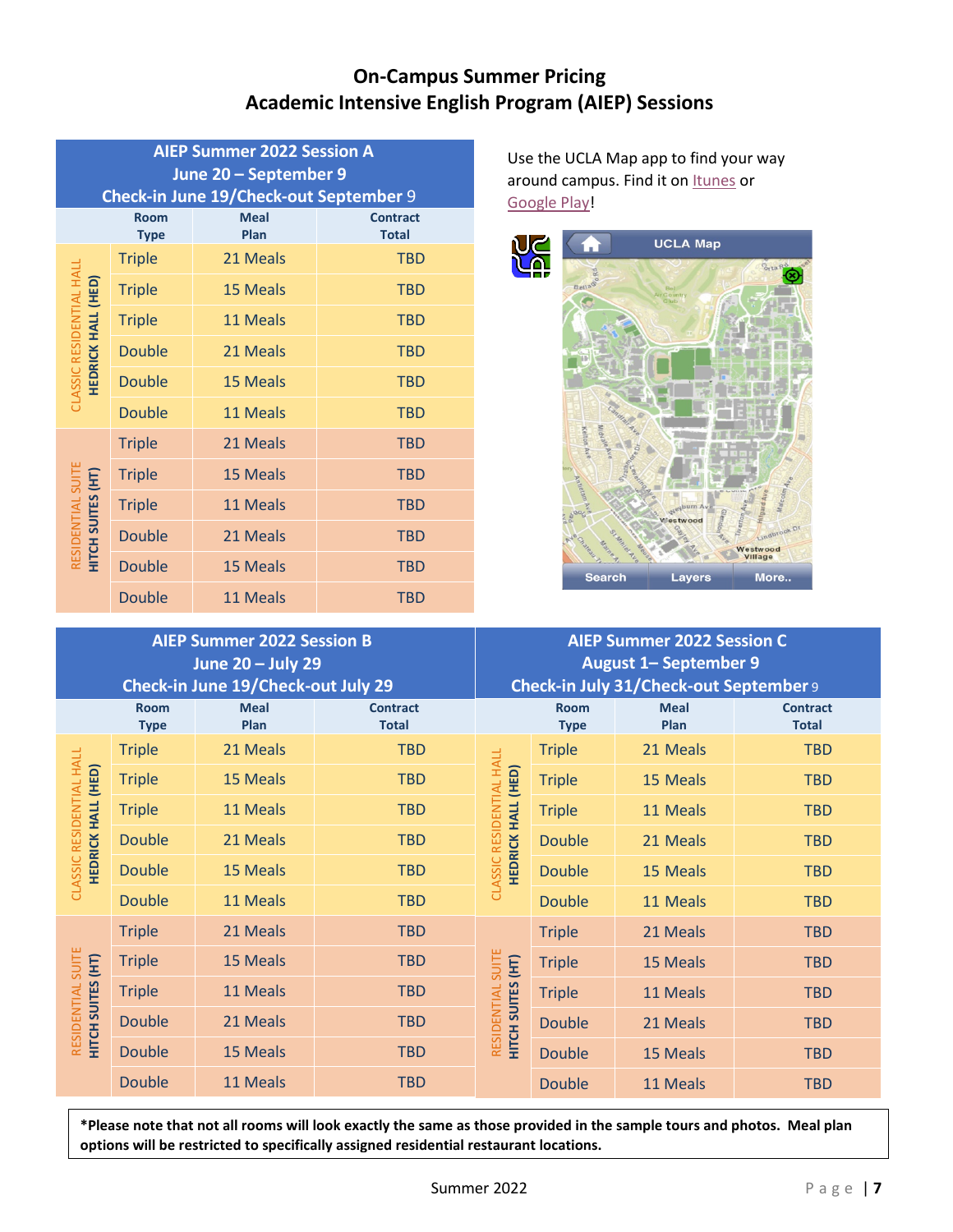# On-Campus Summer Pricing
## Academic Intensive English Program (AIEP) Sessions

**AIEP Summer 2022 Session A**
**June 20 – September 9**
**Check-in June 19/Check-out September 9**

| | Room Type | Meal Plan | Contract Total |
|---|---|---|---|
| CLASSIC RESIDENTIAL HALL HEDRICK HALL (HED) | Triple | 21 Meals | TBD |
| | Triple | 15 Meals | TBD |
| | Triple | 11 Meals | TBD |
| | Double | 21 Meals | TBD |
| | Double | 15 Meals | TBD |
| | Double | 11 Meals | TBD |
| RESIDENTIAL SUITE HITCH SUITES (HT) | Triple | 21 Meals | TBD |
| | Triple | 15 Meals | TBD |
| | Triple | 11 Meals | TBD |
| | Double | 21 Meals | TBD |
| | Double | 15 Meals | TBD |
| | Double | 11 Meals | TBD |

Use the UCLA Map app to find your way around campus. Find it on Itunes or Google Play!

**AIEP Summer 2022 Session B**
**June 20 – July 29**
**Check-in June 19/Check-out July 29**

| | Room Type | Meal Plan | Contract Total |
|---|---|---|---|
| CLASSIC RESIDENTIAL HALL HEDRICK HALL (HED) | Triple | 21 Meals | TBD |
| | Triple | 15 Meals | TBD |
| | Triple | 11 Meals | TBD |
| | Double | 21 Meals | TBD |
| | Double | 15 Meals | TBD |
| | Double | 11 Meals | TBD |
| RESIDENTIAL SUITE HITCH SUITES (HT) | Triple | 21 Meals | TBD |
| | Triple | 15 Meals | TBD |
| | Triple | 11 Meals | TBD |
| | Double | 21 Meals | TBD |
| | Double | 15 Meals | TBD |
| | Double | 11 Meals | TBD |

**AIEP Summer 2022 Session C**
**August 1– September 9**
**Check-in July 31/Check-out September 9**

| | Room Type | Meal Plan | Contract Total |
|---|---|---|---|
| CLASSIC RESIDENTIAL HALL HEDRICK HALL (HED) | Triple | 21 Meals | TBD |
| | Triple | 15 Meals | TBD |
| | Triple | 11 Meals | TBD |
| | Double | 21 Meals | TBD |
| | Double | 15 Meals | TBD |
| | Double | 11 Meals | TBD |
| RESIDENTIAL SUITE HITCH SUITES (HT) | Triple | 21 Meals | TBD |
| | Triple | 15 Meals | TBD |
| | Triple | 11 Meals | TBD |
| | Double | 21 Meals | TBD |
| | Double | 15 Meals | TBD |
| | Double | 11 Meals | TBD |

**\*Please note that not all rooms will look exactly the same as those provided in the sample tours and photos. Meal plan options will be restricted to specifically assigned residential restaurant locations.**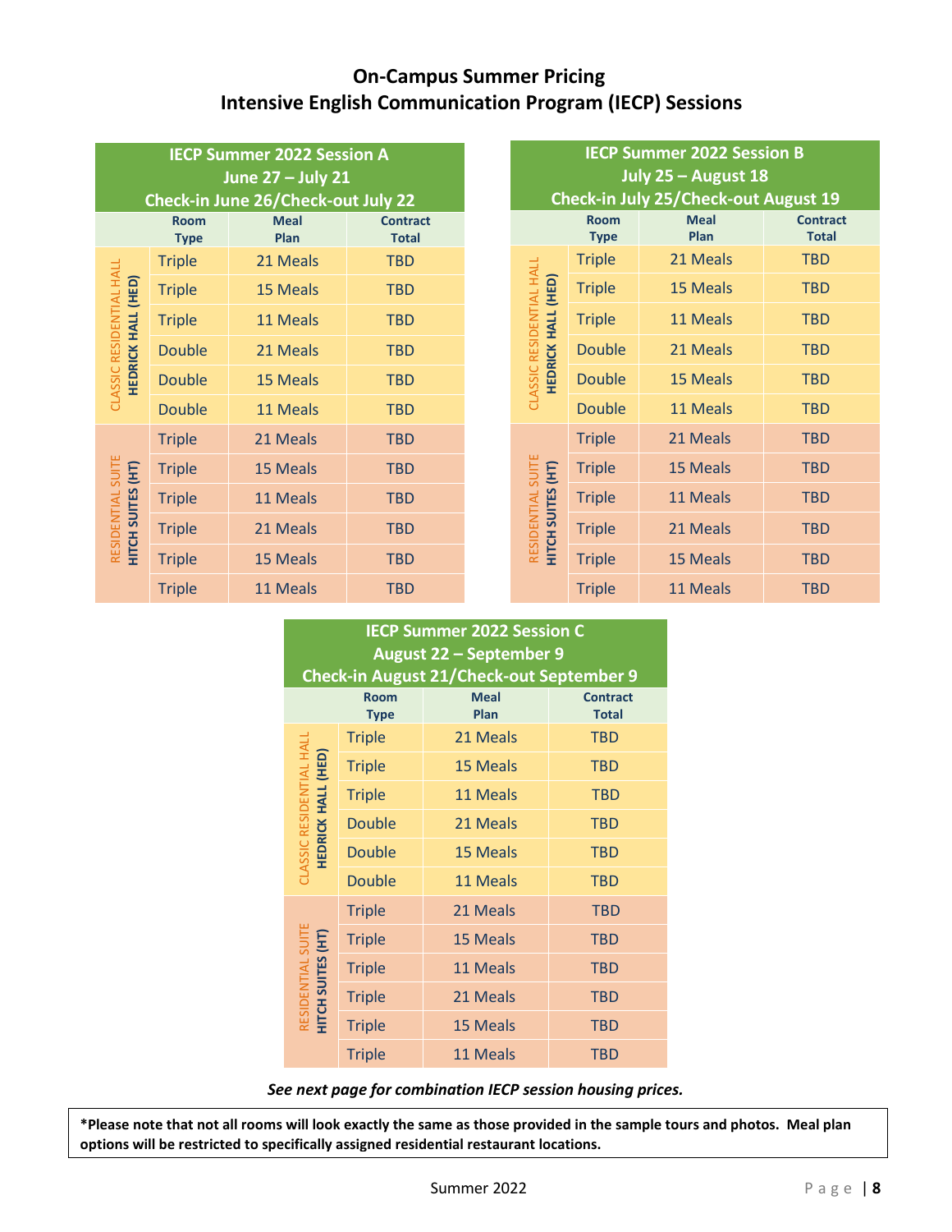# On-Campus Summer Pricing
## Intensive English Communication Program (IECP) Sessions

**IECP Summer 2022 Session A**
**June 27 – July 21**
**Check-in June 26/Check-out July 22**

| | Room Type | Meal Plan | Contract Total |
|---|---|---|---|
| CLASSIC RESIDENTIAL HALL HEDRICK HALL (HED) | Triple | 21 Meals | TBD |
| | Triple | 15 Meals | TBD |
| | Triple | 11 Meals | TBD |
| | Double | 21 Meals | TBD |
| | Double | 15 Meals | TBD |
| | Double | 11 Meals | TBD |
| RESIDENTIAL SUITE HITCH SUITES (HT) | Triple | 21 Meals | TBD |
| | Triple | 15 Meals | TBD |
| | Triple | 11 Meals | TBD |
| | Triple | 21 Meals | TBD |
| | Triple | 15 Meals | TBD |
| | Triple | 11 Meals | TBD |

**IECP Summer 2022 Session B**
**July 25 – August 18**
**Check-in July 25/Check-out August 19**

| | Room Type | Meal Plan | Contract Total |
|---|---|---|---|
| CLASSIC RESIDENTIAL HALL HEDRICK HALL (HED) | Triple | 21 Meals | TBD |
| | Triple | 15 Meals | TBD |
| | Triple | 11 Meals | TBD |
| | Double | 21 Meals | TBD |
| | Double | 15 Meals | TBD |
| | Double | 11 Meals | TBD |
| RESIDENTIAL SUITE HITCH SUITES (HT) | Triple | 21 Meals | TBD |
| | Triple | 15 Meals | TBD |
| | Triple | 11 Meals | TBD |
| | Triple | 21 Meals | TBD |
| | Triple | 15 Meals | TBD |
| | Triple | 11 Meals | TBD |

**IECP Summer 2022 Session C**
**August 22 – September 9**
**Check-in August 21/Check-out September 9**

| | Room Type | Meal Plan | Contract Total |
|---|---|---|---|
| CLASSIC RESIDENTIAL HALL HEDRICK HALL (HED) | Triple | 21 Meals | TBD |
| | Triple | 15 Meals | TBD |
| | Triple | 11 Meals | TBD |
| | Double | 21 Meals | TBD |
| | Double | 15 Meals | TBD |
| | Double | 11 Meals | TBD |
| RESIDENTIAL SUITE HITCH SUITES (HT) | Triple | 21 Meals | TBD |
| | Triple | 15 Meals | TBD |
| | Triple | 11 Meals | TBD |
| | Triple | 21 Meals | TBD |
| | Triple | 15 Meals | TBD |
| | Triple | 11 Meals | TBD |

***See next page for combination IECP session housing prices.***

**\*Please note that not all rooms will look exactly the same as those provided in the sample tours and photos. Meal plan options will be restricted to specifically assigned residential restaurant locations.**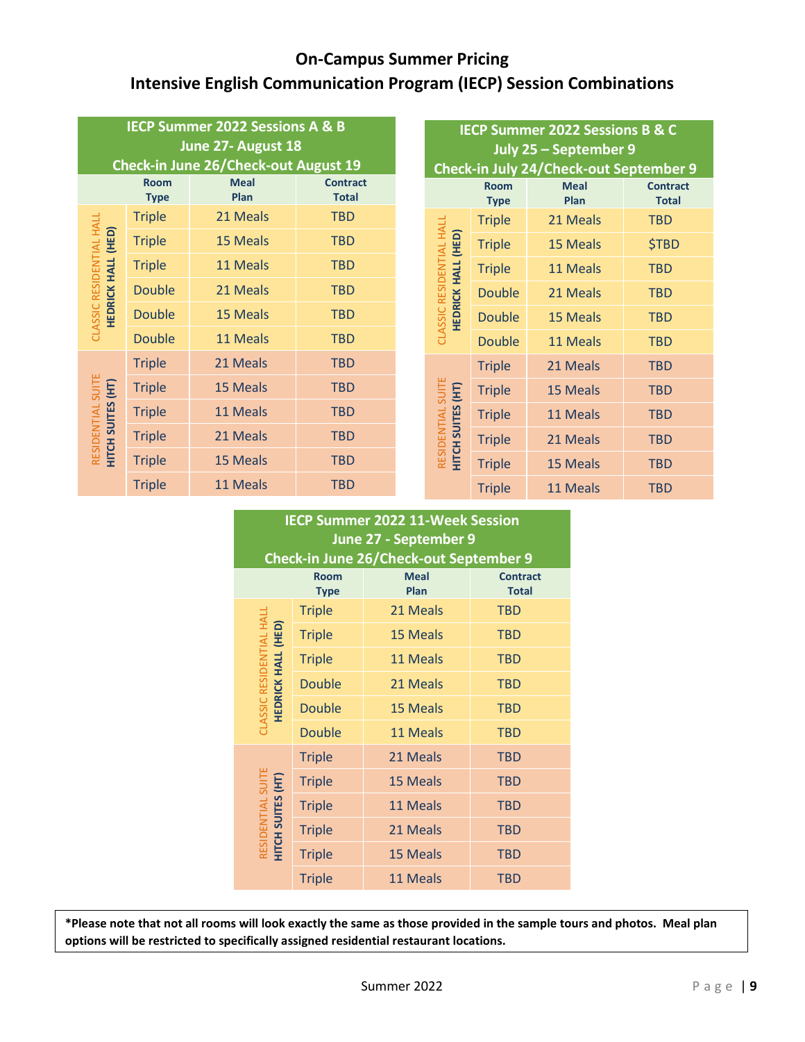# On-Campus Summer Pricing
## Intensive English Communication Program (IECP) Session Combinations

| IECP Summer 2022 Sessions A & B<br>June 27- August 18<br>Check-in June 26/Check-out August 19 | | | |
|---|---|---|---|
| | Room Type | Meal Plan | Contract Total |
| CLASSIC RESIDENTIAL HALL<br>**HEDRICK HALL (HED)** | Triple | 21 Meals | TBD |
| | Triple | 15 Meals | TBD |
| | Triple | 11 Meals | TBD |
| | Double | 21 Meals | TBD |
| | Double | 15 Meals | TBD |
| | Double | 11 Meals | TBD |
| RESIDENTIAL SUITE<br>**HITCH SUITES (HT)** | Triple | 21 Meals | TBD |
| | Triple | 15 Meals | TBD |
| | Triple | 11 Meals | TBD |
| | Triple | 21 Meals | TBD |
| | Triple | 15 Meals | TBD |
| | Triple | 11 Meals | TBD |

| IECP Summer 2022 Sessions B & C<br>July 25 – September 9<br>Check-in July 24/Check-out September 9 | | | |
|---|---|---|---|
| | Room Type | Meal Plan | Contract Total |
| CLASSIC RESIDENTIAL HALL<br>**HEDRICK HALL (HED)** | Triple | 21 Meals | TBD |
| | Triple | 15 Meals | $TBD |
| | Triple | 11 Meals | TBD |
| | Double | 21 Meals | TBD |
| | Double | 15 Meals | TBD |
| | Double | 11 Meals | TBD |
| RESIDENTIAL SUITE<br>**HITCH SUITES (HT)** | Triple | 21 Meals | TBD |
| | Triple | 15 Meals | TBD |
| | Triple | 11 Meals | TBD |
| | Triple | 21 Meals | TBD |
| | Triple | 15 Meals | TBD |
| | Triple | 11 Meals | TBD |

| IECP Summer 2022 11-Week Session<br>June 27 - September 9<br>Check-in June 26/Check-out September 9 | | | |
|---|---|---|---|
| | Room Type | Meal Plan | Contract Total |
| CLASSIC RESIDENTIAL HALL<br>**HEDRICK HALL (HED)** | Triple | 21 Meals | TBD |
| | Triple | 15 Meals | TBD |
| | Triple | 11 Meals | TBD |
| | Double | 21 Meals | TBD |
| | Double | 15 Meals | TBD |
| | Double | 11 Meals | TBD |
| RESIDENTIAL SUITE<br>**HITCH SUITES (HT)** | Triple | 21 Meals | TBD |
| | Triple | 15 Meals | TBD |
| | Triple | 11 Meals | TBD |
| | Triple | 21 Meals | TBD |
| | Triple | 15 Meals | TBD |
| | Triple | 11 Meals | TBD |

**\*Please note that not all rooms will look exactly the same as those provided in the sample tours and photos. Meal plan options will be restricted to specifically assigned residential restaurant locations.**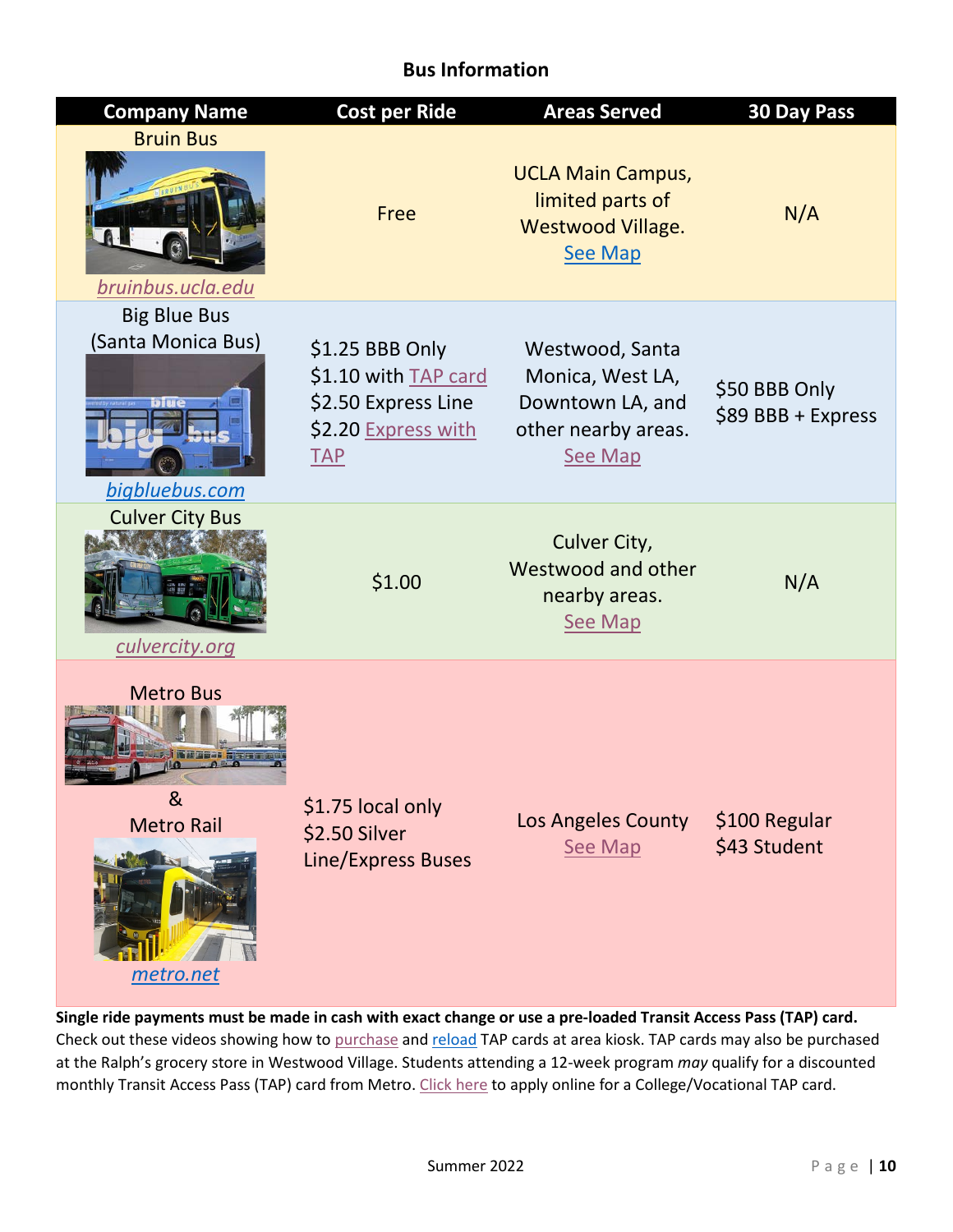## Bus Information

| Company Name | Cost per Ride | Areas Served | 30 Day Pass |
|---|---|---|---|
| Bruin Bus<br>bruinbus.ucla.edu | Free | UCLA Main Campus, limited parts of Westwood Village.<br>See Map | N/A |
| Big Blue Bus (Santa Monica Bus)<br>bigbluebus.com | $1.25 BBB Only<br>$1.10 with TAP card<br>$2.50 Express Line<br>$2.20 Express with TAP | Westwood, Santa Monica, West LA, Downtown LA, and other nearby areas.<br>See Map | $50 BBB Only<br>$89 BBB + Express |
| Culver City Bus<br>culvercity.org | $1.00 | Culver City, Westwood and other nearby areas.<br>See Map | N/A |
| Metro Bus & Metro Rail<br>metro.net | $1.75 local only<br>$2.50 Silver Line/Express Buses | Los Angeles County<br>See Map | $100 Regular<br>$43 Student |

**Single ride payments must be made in cash with exact change or use a pre-loaded Transit Access Pass (TAP) card.** Check out these videos showing how to purchase and reload TAP cards at area kiosk. TAP cards may also be purchased at the Ralph's grocery store in Westwood Village. Students attending a 12-week program *may* qualify for a discounted monthly Transit Access Pass (TAP) card from Metro. Click here to apply online for a College/Vocational TAP card.

Summer 2022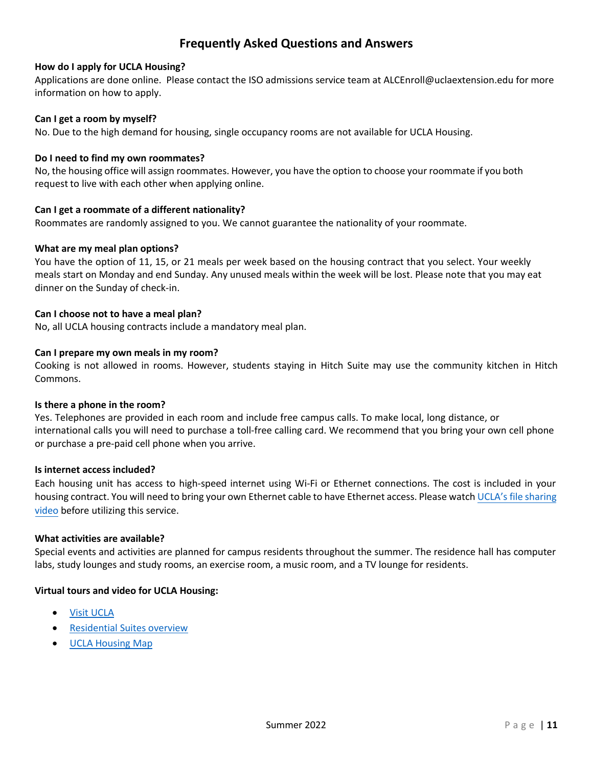# Frequently Asked Questions and Answers

**How do I apply for UCLA Housing?**
Applications are done online. Please contact the ISO admissions service team at ALCEnroll@uclaextension.edu for more information on how to apply.

**Can I get a room by myself?**
No. Due to the high demand for housing, single occupancy rooms are not available for UCLA Housing.

**Do I need to find my own roommates?**
No, the housing office will assign roommates. However, you have the option to choose your roommate if you both request to live with each other when applying online.

**Can I get a roommate of a different nationality?**
Roommates are randomly assigned to you. We cannot guarantee the nationality of your roommate.

**What are my meal plan options?**
You have the option of 11, 15, or 21 meals per week based on the housing contract that you select. Your weekly meals start on Monday and end Sunday. Any unused meals within the week will be lost. Please note that you may eat dinner on the Sunday of check-in.

**Can I choose not to have a meal plan?**
No, all UCLA housing contracts include a mandatory meal plan.

**Can I prepare my own meals in my room?**
Cooking is not allowed in rooms. However, students staying in Hitch Suite may use the community kitchen in Hitch Commons.

**Is there a phone in the room?**
Yes. Telephones are provided in each room and include free campus calls. To make local, long distance, or international calls you will need to purchase a toll-free calling card. We recommend that you bring your own cell phone or purchase a pre-paid cell phone when you arrive.

**Is internet access included?**
Each housing unit has access to high-speed internet using Wi-Fi or Ethernet connections. The cost is included in your housing contract. You will need to bring your own Ethernet cable to have Ethernet access. Please watch UCLA's file sharing video before utilizing this service.

**What activities are available?**
Special events and activities are planned for campus residents throughout the summer. The residence hall has computer labs, study lounges and study rooms, an exercise room, a music room, and a TV lounge for residents.

**Virtual tours and video for UCLA Housing:**

- Visit UCLA
- Residential Suites overview
- UCLA Housing Map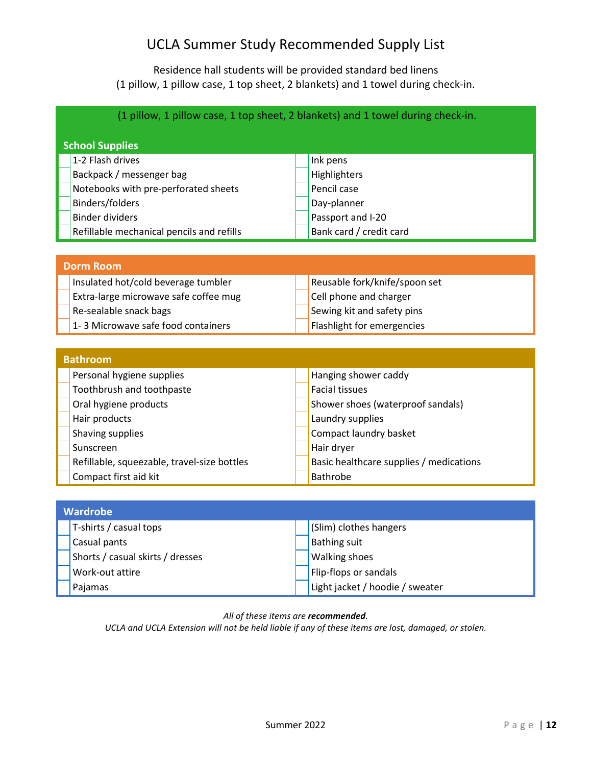# UCLA Summer Study Recommended Supply List

Residence hall students will be provided standard bed linens
(1 pillow, 1 pillow case, 1 top sheet, 2 blankets) and 1 towel during check-in.

(1 pillow, 1 pillow case, 1 top sheet, 2 blankets) and 1 towel during check-in.

| School Supplies | | | |
|---|---|---|---|
| | 1-2 Flash drives | | Ink pens |
| | Backpack / messenger bag | | Highlighters |
| | Notebooks with pre-perforated sheets | | Pencil case |
| | Binders/folders | | Day-planner |
| | Binder dividers | | Passport and I-20 |
| | Refillable mechanical pencils and refills | | Bank card / credit card |

| Dorm Room | | | |
|---|---|---|---|
| | Insulated hot/cold beverage tumbler | | Reusable fork/knife/spoon set |
| | Extra-large microwave safe coffee mug | | Cell phone and charger |
| | Re-sealable snack bags | | Sewing kit and safety pins |
| | 1- 3 Microwave safe food containers | | Flashlight for emergencies |

| Bathroom | | | |
|---|---|---|---|
| | Personal hygiene supplies | | Hanging shower caddy |
| | Toothbrush and toothpaste | | Facial tissues |
| | Oral hygiene products | | Shower shoes (waterproof sandals) |
| | Hair products | | Laundry supplies |
| | Shaving supplies | | Compact laundry basket |
| | Sunscreen | | Hair dryer |
| | Refillable, squeezable, travel-size bottles | | Basic healthcare supplies / medications |
| | Compact first aid kit | | Bathrobe |

| Wardrobe | | | |
|---|---|---|---|
| | T-shirts / casual tops | | (Slim) clothes hangers |
| | Casual pants | | Bathing suit |
| | Shorts / casual skirts / dresses | | Walking shoes |
| | Work-out attire | | Flip-flops or sandals |
| | Pajamas | | Light jacket / hoodie / sweater |

*All of these items are **recommended**.*
*UCLA and UCLA Extension will not be held liable if any of these items are lost, damaged, or stolen.*

Summer 2022